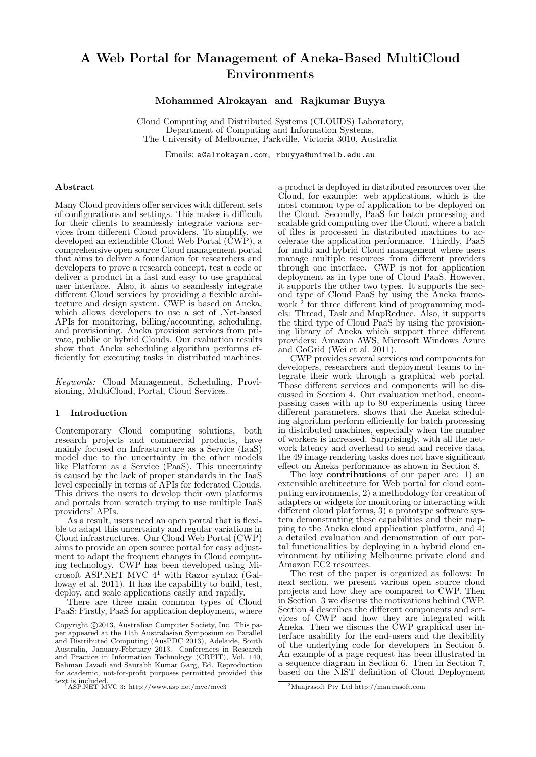# A Web Portal for Management of Aneka-Based MultiCloud Environments

**Mohammed Alrokayan and Rajkumar Buyya**

Cloud Computing and Distributed Systems (CLOUDS) Laboratory,
Department of Computing and Information Systems,
The University of Melbourne, Parkville, Victoria 3010, Australia

Emails: a@alrokayan.com, rbuyya@unimelb.edu.au

### Abstract

Many Cloud providers offer services with different sets of configurations and settings. This makes it difficult for their clients to seamlessly integrate various services from different Cloud providers. To simplify, we developed an extendible Cloud Web Portal (CWP), a comprehensive open source Cloud management portal that aims to deliver a foundation for researchers and developers to prove a research concept, test a code or deliver a product in a fast and easy to use graphical user interface. Also, it aims to seamlessly integrate different Cloud services by providing a flexible architecture and design system. CWP is based on Aneka, which allows developers to use a set of .Net-based APIs for monitoring, billing/accounting, scheduling, and provisioning. Aneka provision services from private, public or hybrid Clouds. Our evaluation results show that Aneka scheduling algorithm performs efficiently for executing tasks in distributed machines.

*Keywords:* Cloud Management, Scheduling, Provisioning, MultiCloud, Portal, Cloud Services.

## 1 Introduction

Contemporary Cloud computing solutions, both research projects and commercial products, have mainly focused on Infrastructure as a Service (IaaS) model due to the uncertainty in the other models like Platform as a Service (PaaS). This uncertainty is caused by the lack of proper standards in the IaaS level especially in terms of APIs for federated Clouds. This drives the users to develop their own platforms and portals from scratch trying to use multiple IaaS providers' APIs.

As a result, users need an open portal that is flexible to adapt this uncertainty and regular variations in Cloud infrastructures. Our Cloud Web Portal (CWP) aims to provide an open source portal for easy adjustment to adapt the frequent changes in Cloud computing technology. CWP has been developed using Microsoft ASP.NET MVC 4[1] with Razor syntax (Galloway et al. 2011). It has the capability to build, test, deploy, and scale applications easily and rapidly.

There are three main common types of Cloud PaaS: Firstly, PaaS for application deployment, where a product is deployed in distributed resources over the Cloud, for example: web applications, which is the most common type of application to be deployed on the Cloud. Secondly, PaaS for batch processing and scalable grid computing over the Cloud, where a batch of files is processed in distributed machines to accelerate the application performance. Thirdly, PaaS for multi and hybrid Cloud management where users manage multiple resources from different providers through one interface. CWP is not for application deployment as in type one of Cloud PaaS. However, it supports the other two types. It supports the second type of Cloud PaaS by using the Aneka framework [2] for three different kind of programming models: Thread, Task and MapReduce. Also, it supports the third type of Cloud PaaS by using the provisioning library of Aneka which support three different providers: Amazon AWS, Microsoft Windows Azure and GoGrid (Wei et al. 2011).

CWP provides several services and components for developers, researchers and deployment teams to integrate their work through a graphical web portal. Those different services and components will be discussed in Section 4. Our evaluation method, encompassing cases with up to 80 experiments using three different parameters, shows that the Aneka scheduling algorithm perform efficiently for batch processing in distributed machines, especially when the number of workers is increased. Surprisingly, with all the network latency and overhead to send and receive data, the 49 image rendering tasks does not have significant effect on Aneka performance as shown in Section 8.

The key **contributions** of our paper are: 1) an extensible architecture for Web portal for cloud computing environments, 2) a methodology for creation of adapters or widgets for monitoring or interacting with different cloud platforms, 3) a prototype software system demonstrating these capabilities and their mapping to the Aneka cloud application platform, and 4) a detailed evaluation and demonstration of our portal functionalities by deploying in a hybrid cloud environment by utilizing Melbourne private cloud and Amazon EC2 resources.

The rest of the paper is organized as follows: In next section, we present various open source cloud projects and how they are compared to CWP. Then in Section 3 we discuss the motivations behind CWP. Section 4 describes the different components and services of CWP and how they are integrated with Aneka. Then we discuss the CWP graphical user interface usability for the end-users and the flexibility of the underlying code for developers in Section 5. An example of a page request has been illustrated in a sequence diagram in Section 6. Then in Section 7, based on the NIST definition of Cloud Deployment

---

Copyright ©2013, Australian Computer Society, Inc. This paper appeared at the 11th Australasian Symposium on Parallel and Distributed Computing (AusPDC 2013), Adelaide, South Australia, January-February 2013. Conferences in Research and Practice in Information Technology (CRPIT), Vol. 140, Bahman Javadi and Saurabh Kumar Garg, Ed. Reproduction for academic, not-for-profit purposes permitted provided this text is included.

[1] ASP.NET MVC 3: http://www.asp.net/mvc/mvc3

[2] Manjrasoft Pty Ltd http://manjrasoft.com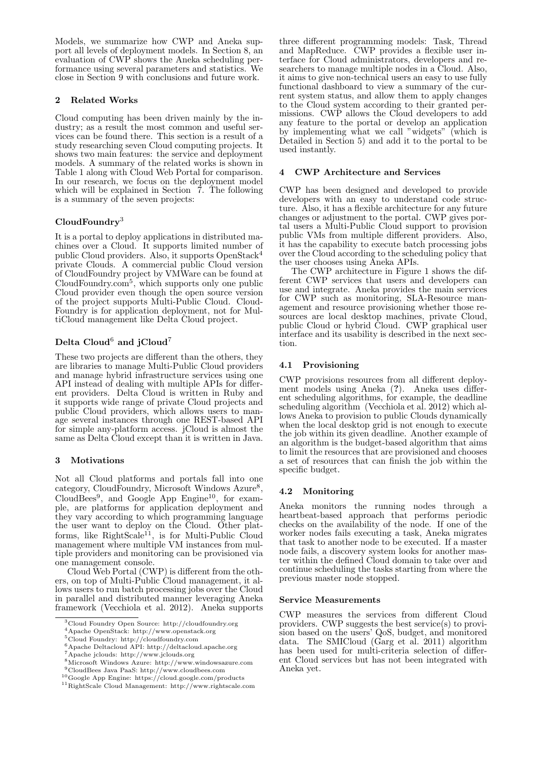Models, we summarize how CWP and Aneka support all levels of deployment models. In Section 8, an evaluation of CWP shows the Aneka scheduling performance using several parameters and statistics. We close in Section 9 with conclusions and future work.

## 2 Related Works

Cloud computing has been driven mainly by the industry; as a result the most common and useful services can be found there. This section is a result of a study researching seven Cloud computing projects. It shows two main features: the service and deployment models. A summary of the related works is shown in Table 1 along with Cloud Web Portal for comparison. In our research, we focus on the deployment model which will be explained in Section 7. The following is a summary of the seven projects:

### CloudFoundry[3]

It is a portal to deploy applications in distributed machines over a Cloud. It supports limited number of public Cloud providers. Also, it supports OpenStack[4] private Clouds. A commercial public Cloud version of CloudFoundry project by VMWare can be found at CloudFoundry.com[5], which supports only one public Cloud provider even though the open source version of the project supports Multi-Public Cloud. CloudFoundry is for application deployment, not for MultiCloud management like Delta Cloud project.

### Delta Cloud[6] and jCloud[7]

These two projects are different than the others, they are libraries to manage Multi-Public Cloud providers and manage hybrid infrastructure services using one API instead of dealing with multiple APIs for different providers. Delta Cloud is written in Ruby and it supports wide range of private Cloud projects and public Cloud providers, which allows users to manage several instances through one REST-based API for simple any-platform access. jCloud is almost the same as Delta Cloud except than it is written in Java.

## 3 Motivations

Not all Cloud platforms and portals fall into one category, CloudFoundry, Microsoft Windows Azure[8], CloudBees[9], and Google App Engine[10], for example, are platforms for application deployment and they vary according to which programming language the user want to deploy on the Cloud. Other platforms, like RightScale[11], is for Multi-Public Cloud management where multiple VM instances from multiple providers and monitoring can be provisioned via one management console.

Cloud Web Portal (CWP) is different from the others, on top of Multi-Public Cloud management, it allows users to run batch processing jobs over the Cloud in parallel and distributed manner leveraging Aneka framework (Vecchiola et al. 2012). Aneka supports three different programming models: Task, Thread and MapReduce. CWP provides a flexible user interface for Cloud administrators, developers and researchers to manage multiple nodes in a Cloud. Also, it aims to give non-technical users an easy to use fully functional dashboard to view a summary of the current system status, and allow them to apply changes to the Cloud system according to their granted permissions. CWP allows the Cloud developers to add any feature to the portal or develop an application by implementing what we call "widgets" (which is Detailed in Section 5) and add it to the portal to be used instantly.

## 4 CWP Architecture and Services

CWP has been designed and developed to provide developers with an easy to understand code structure. Also, it has a flexible architecture for any future changes or adjustment to the portal. CWP gives portal users a Multi-Public Cloud support to provision public VMs from multiple different providers. Also, it has the capability to execute batch processing jobs over the Cloud according to the scheduling policy that the user chooses using Aneka APIs.

The CWP architecture in Figure 1 shows the different CWP services that users and developers can use and integrate. Aneka provides the main services for CWP such as monitoring, SLA-Resource management and resource provisioning whether those resources are local desktop machines, private Cloud, public Cloud or hybrid Cloud. CWP graphical user interface and its usability is described in the next section.

### 4.1 Provisioning

CWP provisions resources from all different deployment models using Aneka (?). Aneka uses different scheduling algorithms, for example, the deadline scheduling algorithm (Vecchiola et al. 2012) which allows Aneka to provision to public Clouds dynamically when the local desktop grid is not enough to execute the job within its given deadline. Another example of an algorithm is the budget-based algorithm that aims to limit the resources that are provisioned and chooses a set of resources that can finish the job within the specific budget.

### 4.2 Monitoring

Aneka monitors the running nodes through a heartbeat-based approach that performs periodic checks on the availability of the node. If one of the worker nodes fails executing a task, Aneka migrates that task to another node to be executed. If a master node fails, a discovery system looks for another master within the defined Cloud domain to take over and continue scheduling the tasks starting from where the previous master node stopped.

#### Service Measurements

CWP measures the services from different Cloud providers. CWP suggests the best service(s) to provision based on the users' QoS, budget, and monitored data. The SMICloud (Garg et al. 2011) algorithm has been used for multi-criteria selection of different Cloud services but has not been integrated with Aneka yet.

---

[3] Cloud Foundry Open Source: http://cloudfoundry.org
[4] Apache OpenStack: http://www.openstack.org
[5] Cloud Foundry: http://cloudfoundry.com
[6] Apache Deltacloud API: http://deltacloud.apache.org
[7] Apache jclouds: http://www.jclouds.org
[8] Microsoft Windows Azure: http://www.windowsazure.com
[9] CloudBees Java PaaS: http://www.cloudbees.com
[10] Google App Engine: https://cloud.google.com/products
[11] RightScale Cloud Management: http://www.rightscale.com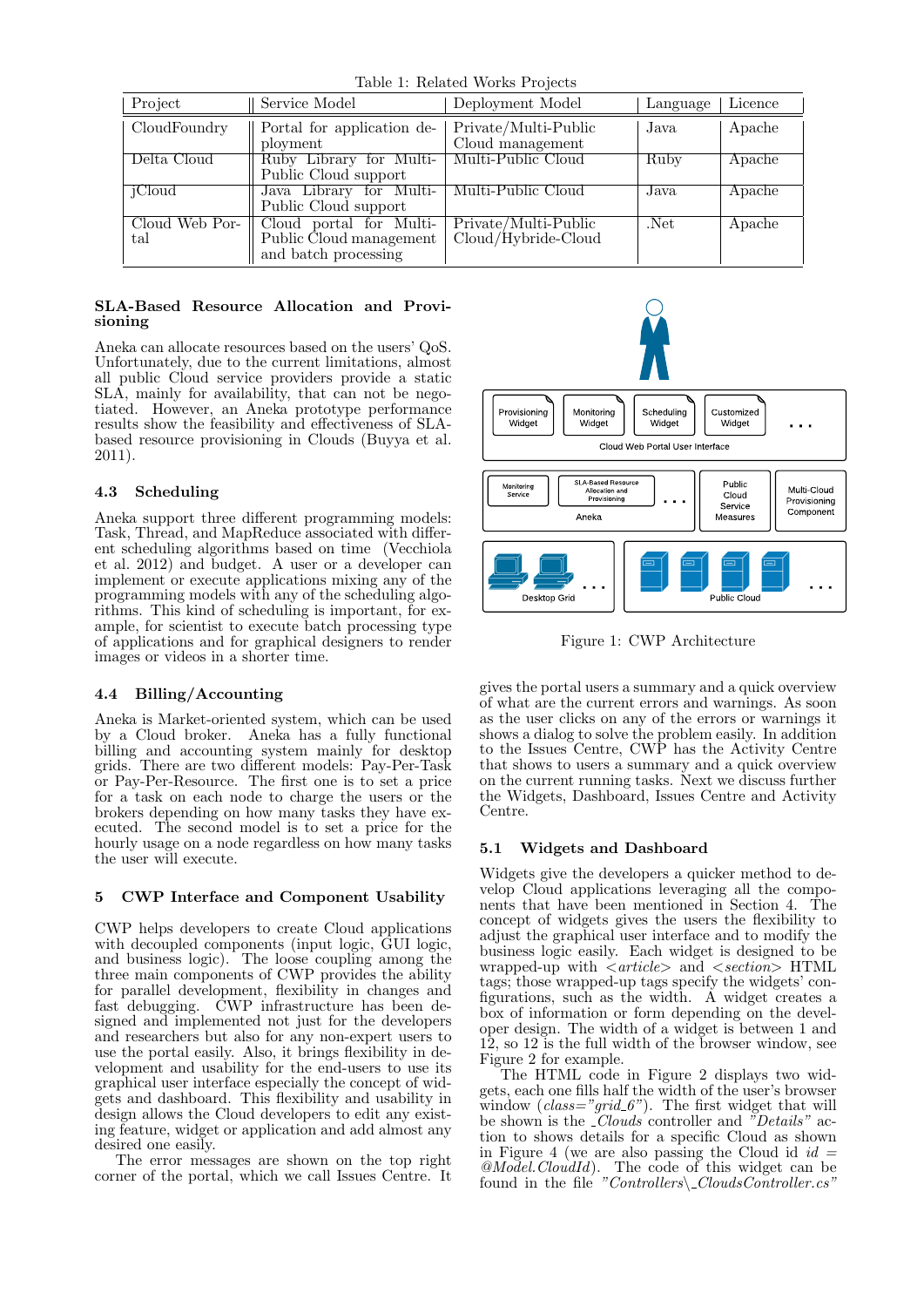Table 1: Related Works Projects

| Project | Service Model | Deployment Model | Language | Licence |
|---|---|---|---|---|
| CloudFoundry | Portal for application deployment | Private/Multi-Public Cloud management | Java | Apache |
| Delta Cloud | Ruby Library for Multi-Public Cloud support | Multi-Public Cloud | Ruby | Apache |
| jCloud | Java Library for Multi-Public Cloud support | Multi-Public Cloud | Java | Apache |
| Cloud Web Portal | Cloud portal for Multi-Public Cloud management and batch processing | Private/Multi-Public Cloud/Hybride-Cloud | .Net | Apache |

**SLA-Based Resource Allocation and Provisioning**

Aneka can allocate resources based on the users' QoS. Unfortunately, due to the current limitations, almost all public Cloud service providers provide a static SLA, mainly for availability, that can not be negotiated. However, an Aneka prototype performance results show the feasibility and effectiveness of SLA-based resource provisioning in Clouds (Buyya et al. 2011).

### 4.3 Scheduling

Aneka support three different programming models: Task, Thread, and MapReduce associated with different scheduling algorithms based on time (Vecchiola et al. 2012) and budget. A user or a developer can implement or execute applications mixing any of the programming models with any of the scheduling algorithms. This kind of scheduling is important, for example, for scientist to execute batch processing type of applications and for graphical designers to render images or videos in a shorter time.

### 4.4 Billing/Accounting

Aneka is Market-oriented system, which can be used by a Cloud broker. Aneka has a fully functional billing and accounting system mainly for desktop grids. There are two different models: Pay-Per-Task or Pay-Per-Resource. The first one is to set a price for a task on each node to charge the users or the brokers depending on how many tasks they have executed. The second model is to set a price for the hourly usage on a node regardless on how many tasks the user will execute.

## 5 CWP Interface and Component Usability

CWP helps developers to create Cloud applications with decoupled components (input logic, GUI logic, and business logic). The loose coupling among the three main components of CWP provides the ability for parallel development, flexibility in changes and fast debugging. CWP infrastructure has been designed and implemented not just for the developers and researchers but also for any non-expert users to use the portal easily. Also, it brings flexibility in development and usability for the end-users to use its graphical user interface especially the concept of widgets and dashboard. This flexibility and usability in design allows the Cloud developers to edit any existing feature, widget or application and add almost any desired one easily.

The error messages are shown on the top right corner of the portal, which we call Issues Centre. It gives the portal users a summary and a quick overview of what are the current errors and warnings. As soon as the user clicks on any of the errors or warnings it shows a dialog to solve the problem easily. In addition to the Issues Centre, CWP has the Activity Centre that shows to users a summary and a quick overview on the current running tasks. Next we discuss further the Widgets, Dashboard, Issues Centre and Activity Centre.

Figure 1: CWP Architecture

### 5.1 Widgets and Dashboard

Widgets give the developers a quicker method to develop Cloud applications leveraging all the components that have been mentioned in Section 4. The concept of widgets gives the users the flexibility to adjust the graphical user interface and to modify the business logic easily. Each widget is designed to be wrapped-up with *<article>* and *<section>* HTML tags; those wrapped-up tags specify the widgets' configurations, such as the width. A widget creates a box of information or form depending on the developer design. The width of a widget is between 1 and 12, so 12 is the full width of the browser window, see Figure 2 for example.

The HTML code in Figure 2 displays two widgets, each one fills half the width of the user's browser window (*class="grid_6"*). The first widget that will be shown is the *_Clouds* controller and *"Details"* action to shows details for a specific Cloud as shown in Figure 4 (we are also passing the Cloud id *id = @Model.CloudId*). The code of this widget can be found in the file *"Controllers\_CloudsController.cs"*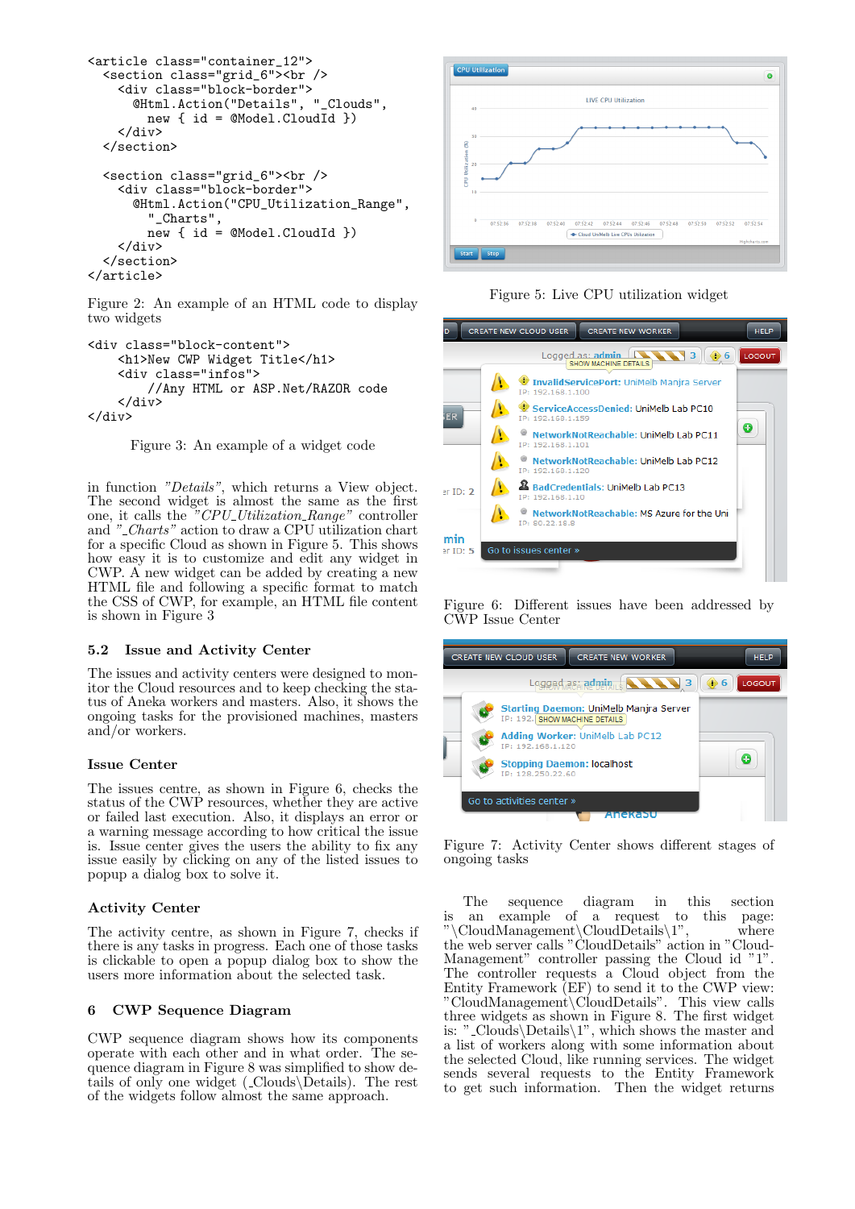```
<article class="container_12">
  <section class="grid_6"><br />
    <div class="block-border">
      @Html.Action("Details", "_Clouds",
        new { id = @Model.CloudId })
    </div>
  </section>

  <section class="grid_6"><br />
    <div class="block-border">
      @Html.Action("CPU_Utilization_Range",
        "_Charts",
        new { id = @Model.CloudId })
    </div>
  </section>
</article>
```

Figure 2: An example of an HTML code to display two widgets

```
<div class="block-content">
    <h1>New CWP Widget Title</h1>
    <div class="infos">
        //Any HTML or ASP.Net/RAZOR code
    </div>
</div>
```

Figure 3: An example of a widget code

in function *"Details"*, which returns a View object. The second widget is almost the same as the first one, it calls the *"CPU_Utilization_Range"* controller and *"_Charts"* action to draw a CPU utilization chart for a specific Cloud as shown in Figure 5. This shows how easy it is to customize and edit any widget in CWP. A new widget can be added by creating a new HTML file and following a specific format to match the CSS of CWP, for example, an HTML file content is shown in Figure 3

## 5.2 Issue and Activity Center

The issues and activity centers were designed to monitor the Cloud resources and to keep checking the status of Aneka workers and masters. Also, it shows the ongoing tasks for the provisioned machines, masters and/or workers.

### Issue Center

The issues centre, as shown in Figure 6, checks the status of the CWP resources, whether they are active or failed last execution. Also, it displays an error or a warning message according to how critical the issue is. Issue center gives the users the ability to fix any issue easily by clicking on any of the listed issues to popup a dialog box to solve it.

### Activity Center

The activity centre, as shown in Figure 7, checks if there is any tasks in progress. Each one of those tasks is clickable to open a popup dialog box to show the users more information about the selected task.

# 6 CWP Sequence Diagram

CWP sequence diagram shows how its components operate with each other and in what order. The sequence diagram in Figure 8 was simplified to show details of only one widget (_Clouds\Details). The rest of the widgets follow almost the same approach.

Figure 5: Live CPU utilization widget

Figure 6: Different issues have been addressed by CWP Issue Center

Figure 7: Activity Center shows different stages of ongoing tasks

The sequence diagram in this section is an example of a request to this page: "\CloudManagement\CloudDetails\1", where the web server calls "CloudDetails" action in "CloudManagement" controller passing the Cloud id "1". The controller requests a Cloud object from the Entity Framework (EF) to send it to the CWP view: "CloudManagement\CloudDetails". This view calls three widgets as shown in Figure 8. The first widget is: "_Clouds\Details\1", which shows the master and a list of workers along with some information about the selected Cloud, like running services. The widget sends several requests to the Entity Framework to get such information. Then the widget returns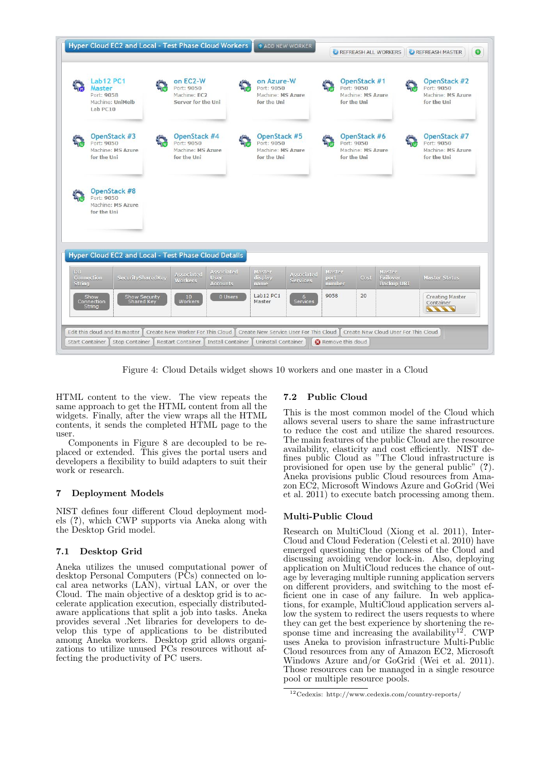Figure 4: Cloud Details widget shows 10 workers and one master in a Cloud

HTML content to the view. The view repeats the same approach to get the HTML content from all the widgets. Finally, after the view wraps all the HTML contents, it sends the completed HTML page to the user.

Components in Figure 8 are decoupled to be replaced or extended. This gives the portal users and developers a flexibility to build adapters to suit their work or research.

## 7 Deployment Models

NIST defines four different Cloud deployment models (?), which CWP supports via Aneka along with the Desktop Grid model.

### 7.1 Desktop Grid

Aneka utilizes the unused computational power of desktop Personal Computers (PCs) connected on local area networks (LAN), virtual LAN, or over the Cloud. The main objective of a desktop grid is to accelerate application execution, especially distributed-aware applications that split a job into tasks. Aneka provides several .Net libraries for developers to develop this type of applications to be distributed among Aneka workers. Desktop grid allows organizations to utilize unused PCs resources without affecting the productivity of PC users.

### 7.2 Public Cloud

This is the most common model of the Cloud which allows several users to share the same infrastructure to reduce the cost and utilize the shared resources. The main features of the public Cloud are the resource availability, elasticity and cost efficiently. NIST defines public Cloud as "The Cloud infrastructure is provisioned for open use by the general public" (?). Aneka provisions public Cloud resources from Amazon EC2, Microsoft Windows Azure and GoGrid (Wei et al. 2011) to execute batch processing among them.

### Multi-Public Cloud

Research on MultiCloud (Xiong et al. 2011), InterCloud and Cloud Federation (Celesti et al. 2010) have emerged questioning the openness of the Cloud and discussing avoiding vendor lock-in. Also, deploying application on MultiCloud reduces the chance of outage by leveraging multiple running application servers on different providers, and switching to the most efficient one in case of any failure. In web applications, for example, MultiCloud application servers allow the system to redirect the users requests to where they can get the best experience by shortening the response time and increasing the availability[12]. CWP uses Aneka to provision infrastructure Multi-Public Cloud resources from any of Amazon EC2, Microsoft Windows Azure and/or GoGrid (Wei et al. 2011). Those resources can be managed in a single resource pool or multiple resource pools.

[12] Cedexis: http://www.cedexis.com/country-reports/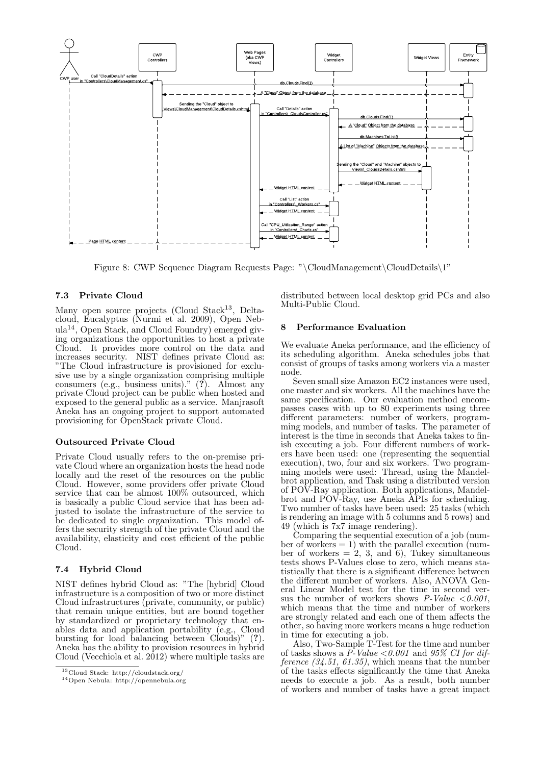Figure 8: CWP Sequence Diagram Requests Page: "\CloudManagement\CloudDetails\1"

### 7.3 Private Cloud

Many open source projects (Cloud Stack[13], Deltacloud, Eucalyptus (Nurmi et al. 2009), Open Nebula[14], Open Stack, and Cloud Foundry) emerged giving organizations the opportunities to host a private Cloud. It provides more control on the data and increases security. NIST defines private Cloud as: "The Cloud infrastructure is provisioned for exclusive use by a single organization comprising multiple consumers (e.g., business units)." (**?**). Almost any private Cloud project can be public when hosted and exposed to the general public as a service. Manjrasoft Aneka has an ongoing project to support automated provisioning for OpenStack private Cloud.

#### Outsourced Private Cloud

Private Cloud usually refers to the on-premise private Cloud where an organization hosts the head node locally and the reset of the resources on the public Cloud. However, some providers offer private Cloud service that can be almost 100% outsourced, which is basically a public Cloud service that has been adjusted to isolate the infrastructure of the service to be dedicated to single organization. This model offers the security strength of the private Cloud and the availability, elasticity and cost efficient of the public Cloud.

### 7.4 Hybrid Cloud

NIST defines hybrid Cloud as: "The [hybrid] Cloud infrastructure is a composition of two or more distinct Cloud infrastructures (private, community, or public) that remain unique entities, but are bound together by standardized or proprietary technology that enables data and application portability (e.g., Cloud bursting for load balancing between Clouds)" (**?**). Aneka has the ability to provision resources in hybrid Cloud (Vecchiola et al. 2012) where multiple tasks are distributed between local desktop grid PCs and also Multi-Public Cloud.

[13] Cloud Stack: http://cloudstack.org/

[14] Open Nebula: http://opennebula.org

## 8 Performance Evaluation

We evaluate Aneka performance, and the efficiency of its scheduling algorithm. Aneka schedules jobs that consist of groups of tasks among workers via a master node.

Seven small size Amazon EC2 instances were used, one master and six workers. All the machines have the same specification. Our evaluation method encompasses cases with up to 80 experiments using three different parameters: number of workers, programming models, and number of tasks. The parameter of interest is the time in seconds that Aneka takes to finish executing a job. Four different numbers of workers have been used: one (representing the sequential execution), two, four and six workers. Two programming models were used: Thread, using the Mandelbrot application, and Task using a distributed version of POV-Ray application. Both applications, Mandelbrot and POV-Ray, use Aneka APIs for scheduling. Two number of tasks have been used: 25 tasks (which is rendering an image with 5 columns and 5 rows) and 49 (which is 7x7 image rendering).

Comparing the sequential execution of a job (number of workers = 1) with the parallel execution (number of workers = 2, 3, and 6), Tukey simultaneous tests shows P-Values close to zero, which means statistically that there is a significant difference between the different number of workers. Also, ANOVA General Linear Model test for the time in second versus the number of workers shows *P-Value <0.001*, which means that the time and number of workers are strongly related and each one of them affects the other, so having more workers means a huge reduction in time for executing a job.

Also, Two-Sample T-Test for the time and number of tasks shows a *P-Value <0.001* and *95% CI for difference (34.51, 61.35)*, which means that the number of the tasks effects significantly the time that Aneka needs to execute a job. As a result, both number of workers and number of tasks have a great impact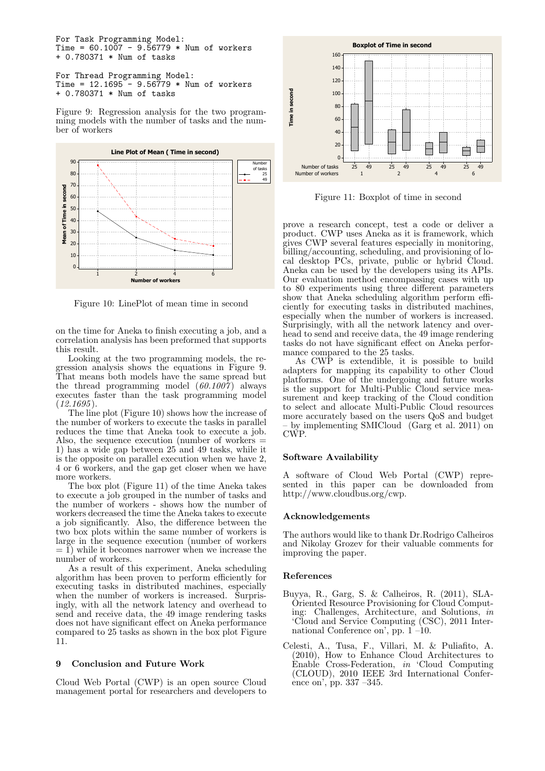```
For Task Programming Model:
Time = 60.1007 - 9.56779 * Num of workers
+ 0.780371 * Num of tasks

For Thread Programming Model:
Time = 12.1695 - 9.56779 * Num of workers
+ 0.780371 * Num of tasks
```

Figure 9: Regression analysis for the two programming models with the number of tasks and the number of workers

Figure 10: LinePlot of mean time in second

on the time for Aneka to finish executing a job, and a correlation analysis has been preformed that supports this result.

Looking at the two programming models, the regression analysis shows the equations in Figure 9. That means both models have the same spread but the thread programming model (*60.1007*) always executes faster than the task programming model (*12.1695*).

The line plot (Figure 10) shows how the increase of the number of workers to execute the tasks in parallel reduces the time that Aneka took to execute a job. Also, the sequence execution (number of workers = 1) has a wide gap between 25 and 49 tasks, while it is the opposite on parallel execution when we have 2, 4 or 6 workers, and the gap get closer when we have more workers.

The box plot (Figure 11) of the time Aneka takes to execute a job grouped in the number of tasks and the number of workers - shows how the number of workers decreased the time the Aneka takes to execute a job significantly. Also, the difference between the two box plots within the same number of workers is large in the sequence execution (number of workers = 1) while it becomes narrower when we increase the number of workers.

As a result of this experiment, Aneka scheduling algorithm has been proven to perform efficiently for executing tasks in distributed machines, especially when the number of workers is increased. Surprisingly, with all the network latency and overhead to send and receive data, the 49 image rendering tasks does not have significant effect on Aneka performance compared to 25 tasks as shown in the box plot Figure 11.

## 9 Conclusion and Future Work

Cloud Web Portal (CWP) is an open source Cloud management portal for researchers and developers to prove a research concept, test a code or deliver a product. CWP uses Aneka as it is framework, which gives CWP several features especially in monitoring, billing/accounting, scheduling, and provisioning of local desktop PCs, private, public or hybrid Cloud. Aneka can be used by the developers using its APIs. Our evaluation method encompassing cases with up to 80 experiments using three different parameters show that Aneka scheduling algorithm perform efficiently for executing tasks in distributed machines, especially when the number of workers is increased. Surprisingly, with all the network latency and overhead to send and receive data, the 49 image rendering tasks do not have significant effect on Aneka performance compared to the 25 tasks.

As CWP is extendible, it is possible to build adapters for mapping its capability to other Cloud platforms. One of the undergoing and future works is the support for Multi-Public Cloud service measurement and keep tracking of the Cloud condition to select and allocate Multi-Public Cloud resources more accurately based on the users QoS and budget – by implementing SMICloud (Garg et al. 2011) on CWP.

Figure 11: Boxplot of time in second

### Software Availability

A software of Cloud Web Portal (CWP) represented in this paper can be downloaded from http://www.cloudbus.org/cwp.

### Acknowledgements

The authors would like to thank Dr.Rodrigo Calheiros and Nikolay Grozev for their valuable comments for improving the paper.

### References

Buyya, R., Garg, S. & Calheiros, R. (2011), SLA-Oriented Resource Provisioning for Cloud Computing: Challenges, Architecture, and Solutions, *in* 'Cloud and Service Computing (CSC), 2011 International Conference on', pp. 1 –10.

Celesti, A., Tusa, F., Villari, M. & Puliafito, A. (2010), How to Enhance Cloud Architectures to Enable Cross-Federation, *in* 'Cloud Computing (CLOUD), 2010 IEEE 3rd International Conference on', pp. 337 –345.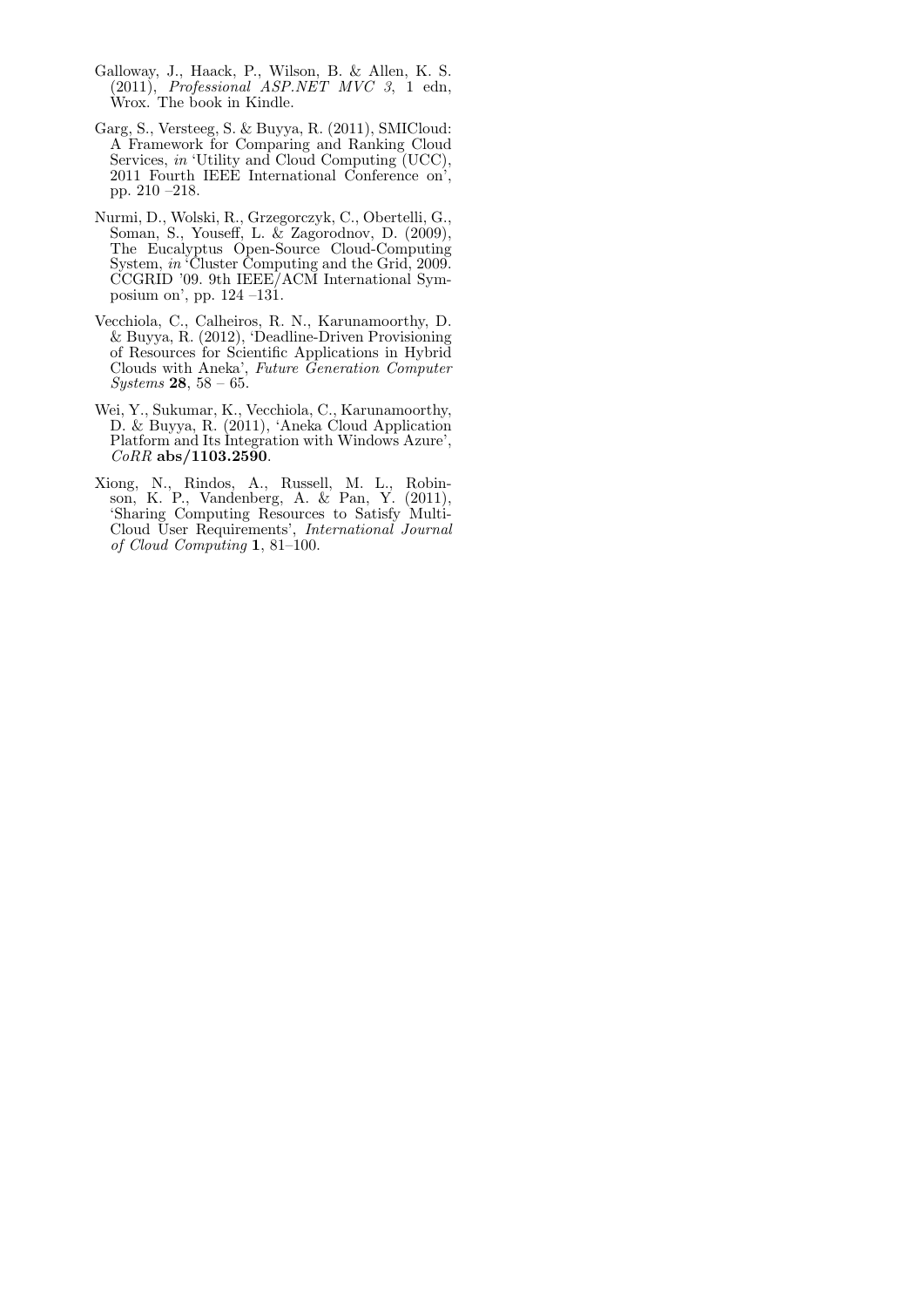Galloway, J., Haack, P., Wilson, B. & Allen, K. S. (2011), *Professional ASP.NET MVC 3*, 1 edn, Wrox. The book in Kindle.

Garg, S., Versteeg, S. & Buyya, R. (2011), SMICloud: A Framework for Comparing and Ranking Cloud Services, *in* 'Utility and Cloud Computing (UCC), 2011 Fourth IEEE International Conference on', pp. 210 –218.

Nurmi, D., Wolski, R., Grzegorczyk, C., Obertelli, G., Soman, S., Youseff, L. & Zagorodnov, D. (2009), The Eucalyptus Open-Source Cloud-Computing System, *in* 'Cluster Computing and the Grid, 2009. CCGRID '09. 9th IEEE/ACM International Symposium on', pp. 124 –131.

Vecchiola, C., Calheiros, R. N., Karunamoorthy, D. & Buyya, R. (2012), 'Deadline-Driven Provisioning of Resources for Scientific Applications in Hybrid Clouds with Aneka', *Future Generation Computer Systems* **28**, 58 – 65.

Wei, Y., Sukumar, K., Vecchiola, C., Karunamoorthy, D. & Buyya, R. (2011), 'Aneka Cloud Application Platform and Its Integration with Windows Azure', *CoRR* **abs/1103.2590**.

Xiong, N., Rindos, A., Russell, M. L., Robinson, K. P., Vandenberg, A. & Pan, Y. (2011), 'Sharing Computing Resources to Satisfy Multi-Cloud User Requirements', *International Journal of Cloud Computing* **1**, 81–100.